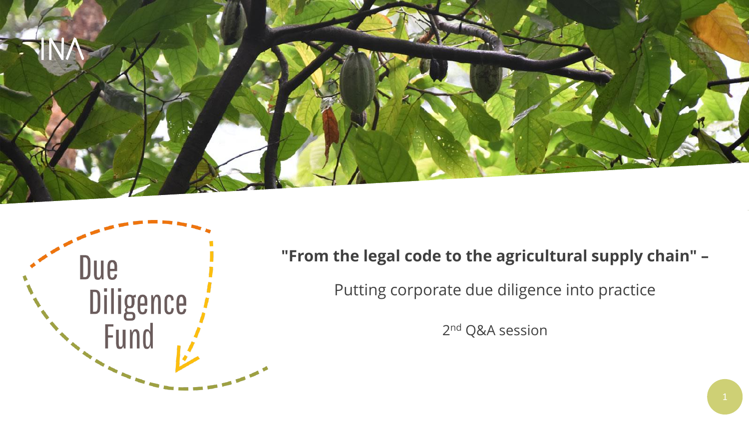INA

Due Diligence Fund

# "From the legal code to the agricultural supply chain" –

Putting corporate due diligence into practice

2nd Q&A session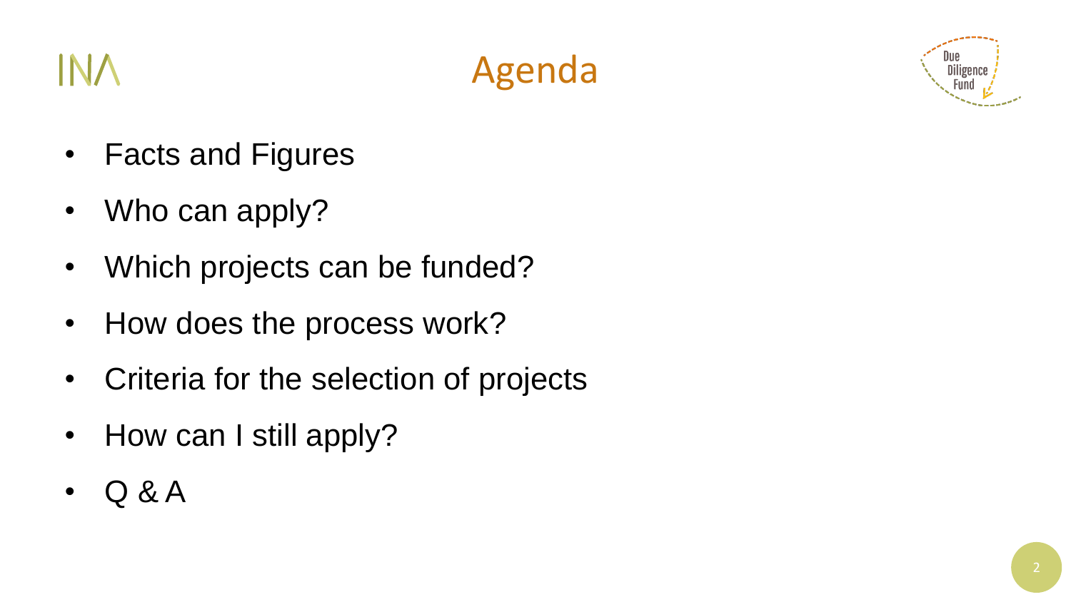# Agenda

- Facts and Figures
- Who can apply?
- Which projects can be funded?
- How does the process work?
- Criteria for the selection of projects
- How can I still apply?
- Q & A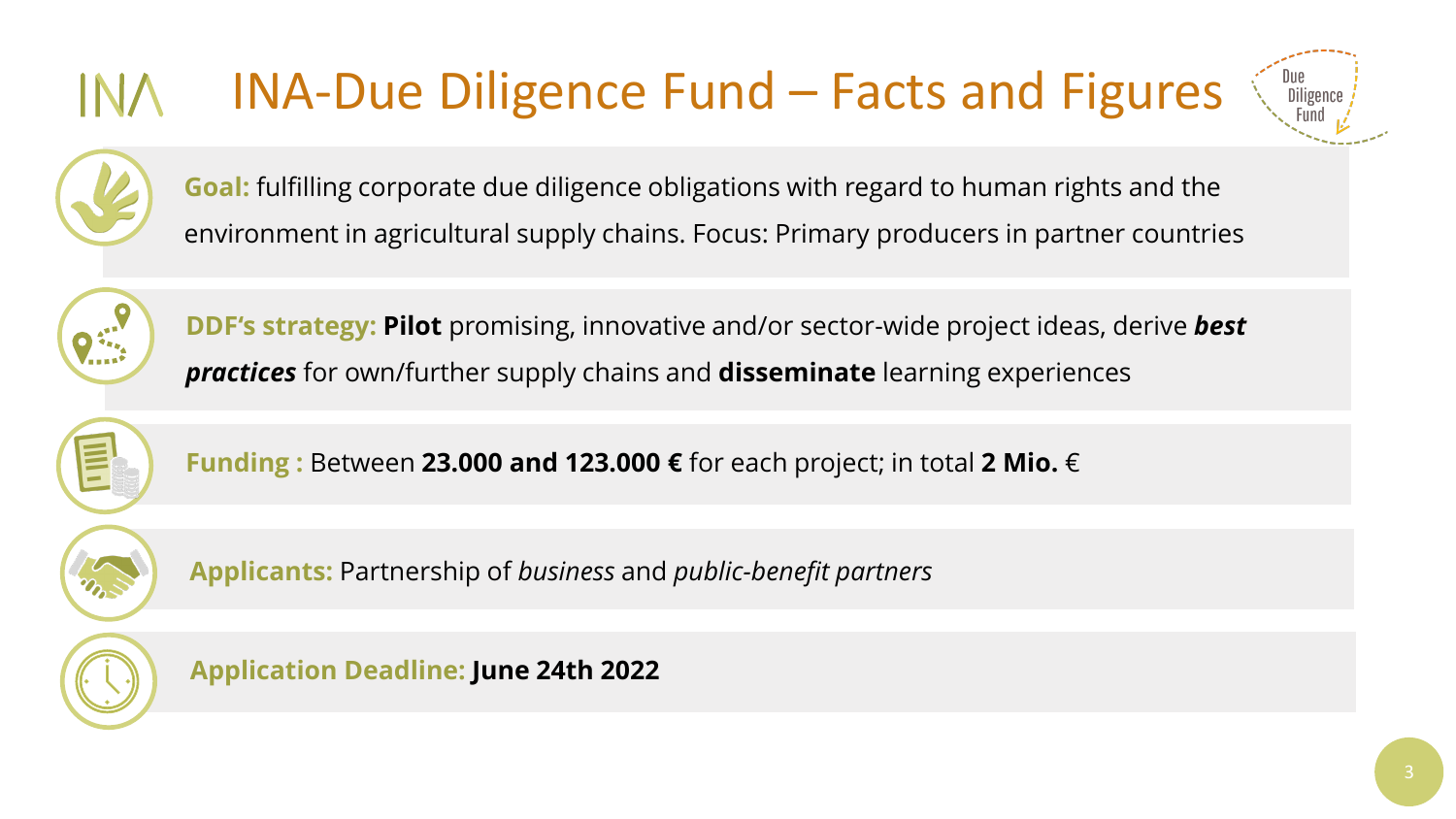# INA-Due Diligence Fund – Facts and Figures

**Goal:** fulfilling corporate due diligence obligations with regard to human rights and the environment in agricultural supply chains. Focus: Primary producers in partner countries

**DDF's strategy:** **Pilot** promising, innovative and/or sector-wide project ideas, derive ***best practices*** for own/further supply chains and **disseminate** learning experiences

**Funding :** Between **23.000 and 123.000 €** for each project; in total **2 Mio.** €

**Applicants:** Partnership of *business* and *public-benefit partners*

**Application Deadline:** **June 24th 2022**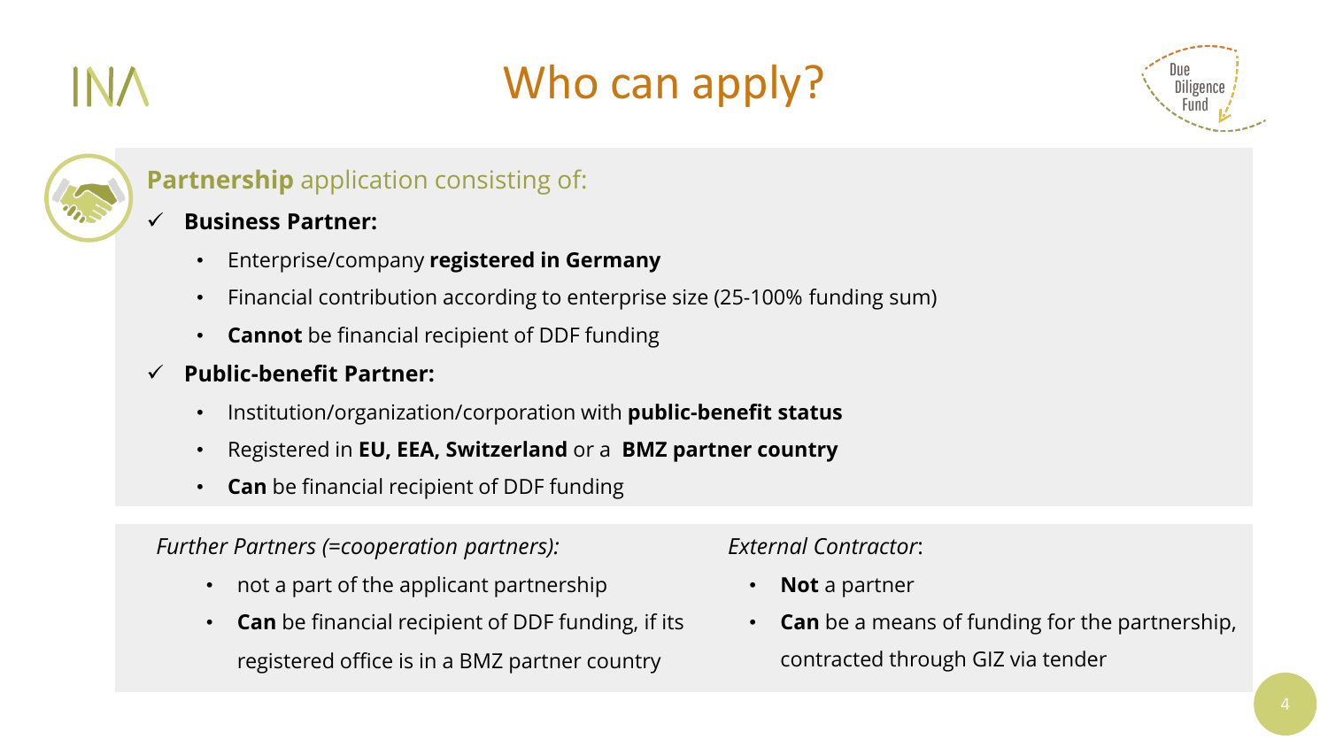# Who can apply?

**Partnership** application consisting of:

- ✓ **Business Partner:**
  - Enterprise/company **registered in Germany**
  - Financial contribution according to enterprise size (25-100% funding sum)
  - **Cannot** be financial recipient of DDF funding
- ✓ **Public-benefit Partner:**
  - Institution/organization/corporation with **public-benefit status**
  - Registered in **EU, EEA, Switzerland** or a **BMZ partner country**
  - **Can** be financial recipient of DDF funding

*Further Partners (=cooperation partners):*

- not a part of the applicant partnership
- **Can** be financial recipient of DDF funding, if its registered office is in a BMZ partner country

*External Contractor*:

- **Not** a partner
- **Can** be a means of funding for the partnership, contracted through GIZ via tender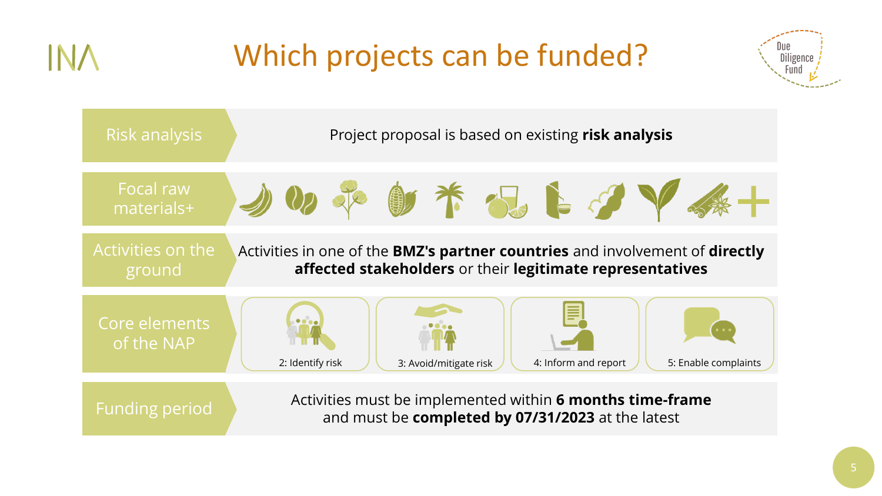# Which projects can be funded?

**Risk analysis**
Project proposal is based on existing **risk analysis**

**Focal raw materials+**

**Activities on the ground**
Activities in one of the **BMZ's partner countries** and involvement of **directly affected stakeholders** or their **legitimate representatives**

**Core elements of the NAP**
- 2: Identify risk
- 3: Avoid/mitigate risk
- 4: Inform and report
- 5: Enable complaints

**Funding period**
Activities must be implemented within **6 months time-frame** and must be **completed by 07/31/2023** at the latest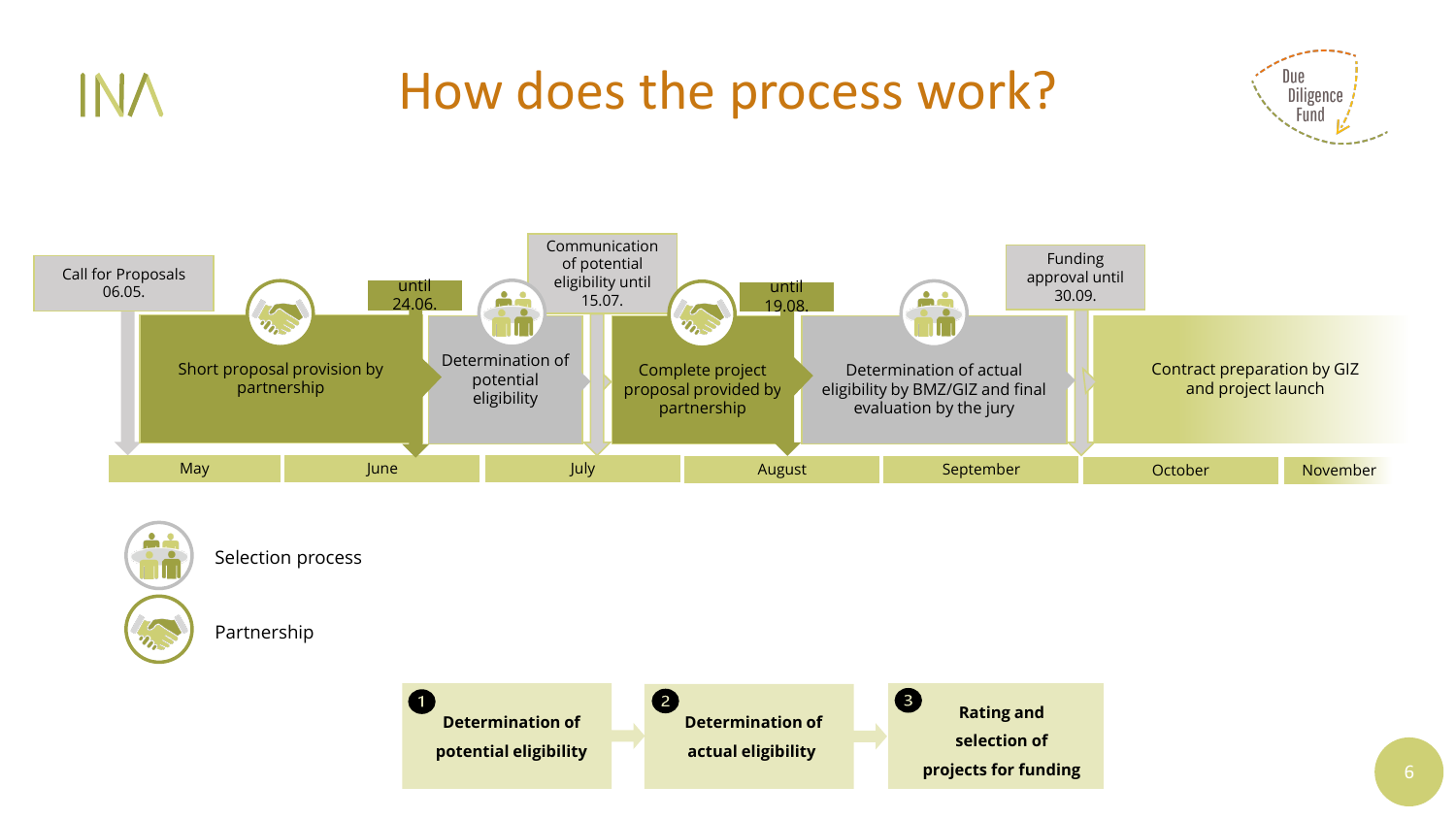# How does the process work?

Call for Proposals 06.05.

Short proposal provision by partnership — until 24.06.

Determination of potential eligibility — Communication of potential eligibility until 15.07.

Complete project proposal provided by partnership — until 19.08.

Determination of actual eligibility by BMZ/GIZ and final evaluation by the jury — Funding approval until 30.09.

Contract preparation by GIZ and project launch

May | June | July | August | September | October | November

Selection process

Partnership

1. **Determination of potential eligibility**
2. **Determination of actual eligibility**
3. **Rating and selection of projects for funding**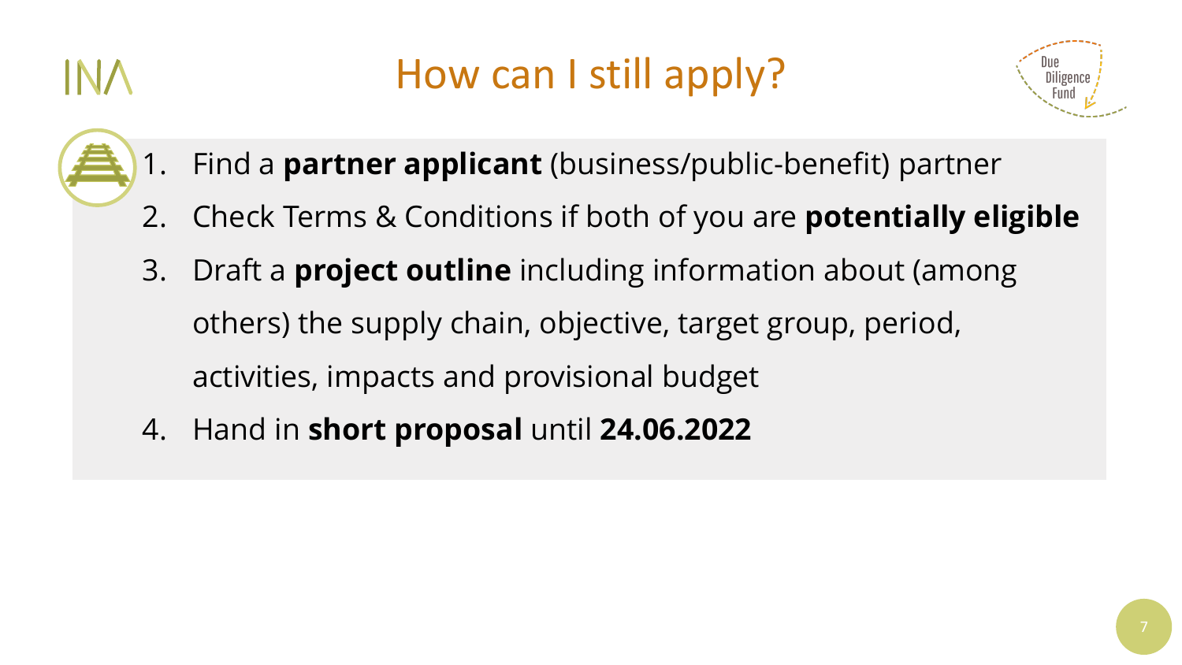# How can I still apply?

1. Find a **partner applicant** (business/public-benefit) partner
2. Check Terms & Conditions if both of you are **potentially eligible**
3. Draft a **project outline** including information about (among others) the supply chain, objective, target group, period, activities, impacts and provisional budget
4. Hand in **short proposal** until **24.06.2022**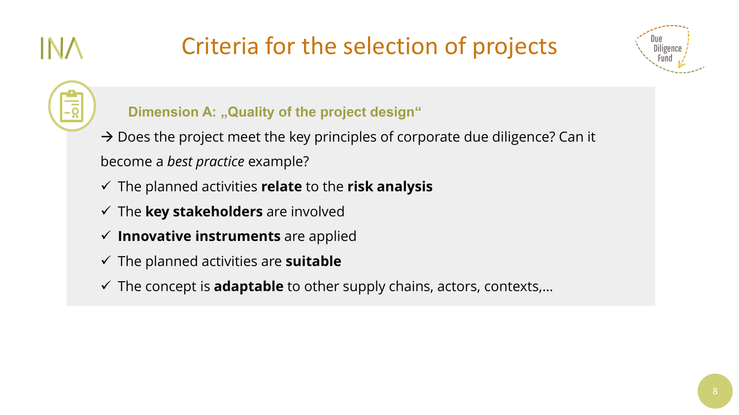# Criteria for the selection of projects

### Dimension A: „Quality of the project design"

→ Does the project meet the key principles of corporate due diligence? Can it become a *best practice* example?

- ✓ The planned activities **relate** to the **risk analysis**
- ✓ The **key stakeholders** are involved
- ✓ **Innovative instruments** are applied
- ✓ The planned activities are **suitable**
- ✓ The concept is **adaptable** to other supply chains, actors, contexts,…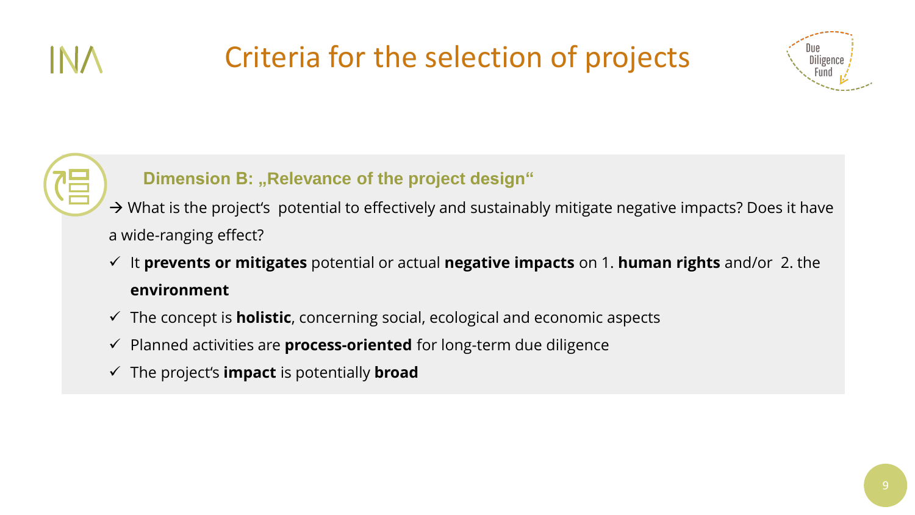# Criteria for the selection of projects

### Dimension B: „Relevance of the project design“

→ What is the project's potential to effectively and sustainably mitigate negative impacts? Does it have a wide-ranging effect?

- ✓ It **prevents or mitigates** potential or actual **negative impacts** on 1. **human rights** and/or 2. the **environment**
- ✓ The concept is **holistic**, concerning social, ecological and economic aspects
- ✓ Planned activities are **process-oriented** for long-term due diligence
- ✓ The project's **impact** is potentially **broad**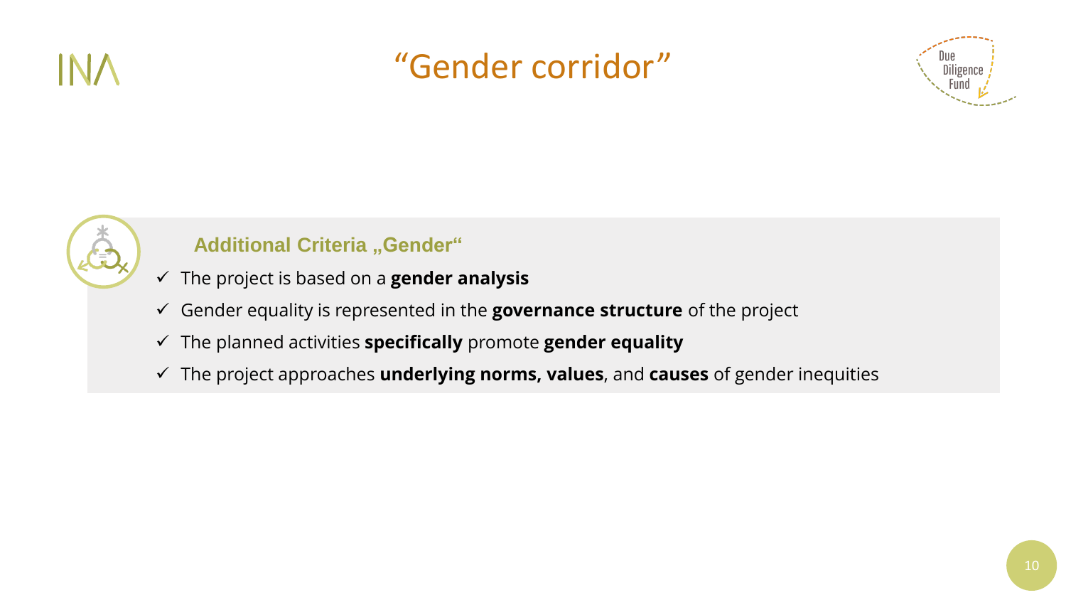# “Gender corridor”

### Additional Criteria „Gender“

- ✓ The project is based on a **gender analysis**
- ✓ Gender equality is represented in the **governance structure** of the project
- ✓ The planned activities **specifically** promote **gender equality**
- ✓ The project approaches **underlying norms, values**, and **causes** of gender inequities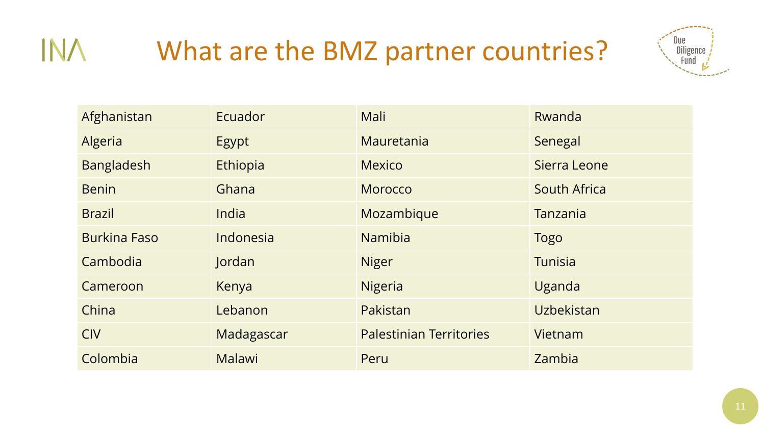# What are the BMZ partner countries?

| Afghanistan | Ecuador | Mali | Rwanda |
|---|---|---|---|
| Algeria | Egypt | Mauretania | Senegal |
| Bangladesh | Ethiopia | Mexico | Sierra Leone |
| Benin | Ghana | Morocco | South Africa |
| Brazil | India | Mozambique | Tanzania |
| Burkina Faso | Indonesia | Namibia | Togo |
| Cambodia | Jordan | Niger | Tunisia |
| Cameroon | Kenya | Nigeria | Uganda |
| China | Lebanon | Pakistan | Uzbekistan |
| CIV | Madagascar | Palestinian Territories | Vietnam |
| Colombia | Malawi | Peru | Zambia |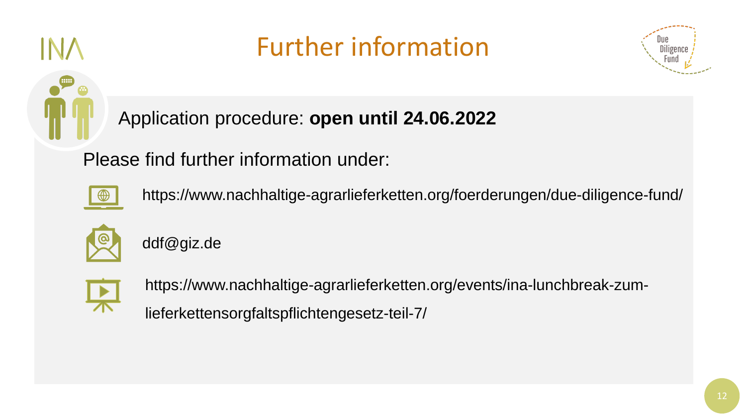# Further information

Application procedure: **open until 24.06.2022**

Please find further information under:

https://www.nachhaltige-agrarlieferketten.org/foerderungen/due-diligence-fund/

ddf@giz.de

https://www.nachhaltige-agrarlieferketten.org/events/ina-lunchbreak-zum-lieferkettensorgfaltspflichtengesetz-teil-7/